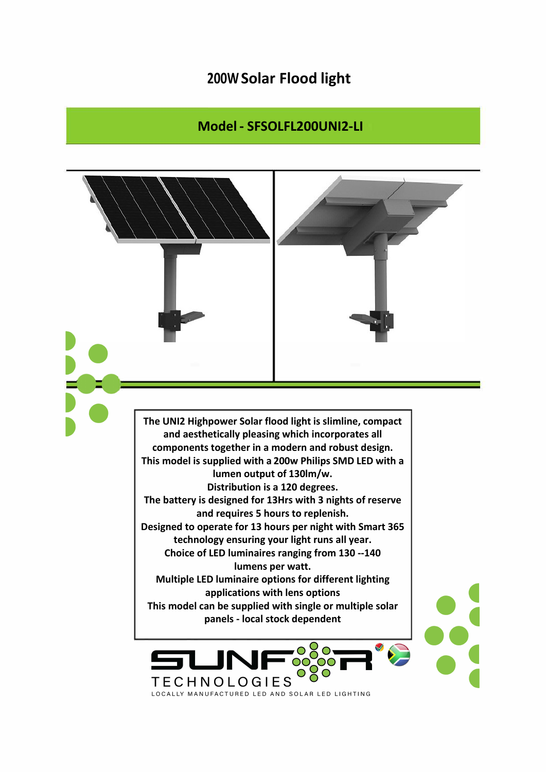# 200W Solar Flood light

## Model - SFSOLFL200UNI2-LI

The UNI2 Highpower Solar flood light is slimline, compact and aesthetically pleasing which incorporates all components together in a modern and robust design.
This model is supplied with a 200w Philips SMD LED with a lumen output of 130lm/w.
Distribution is a 120 degrees.
The battery is designed for 13Hrs with 3 nights of reserve and requires 5 hours to replenish.
Designed to operate for 13 hours per night with Smart 365 technology ensuring your light runs all year.
Choice of LED luminaires ranging from 130 --140 lumens per watt.
Multiple LED luminaire options for different lighting applications with lens options
This model can be supplied with single or multiple solar panels - local stock dependent

SUNFOR TECHNOLOGIES

LOCALLY MANUFACTURED LED AND SOLAR LED LIGHTING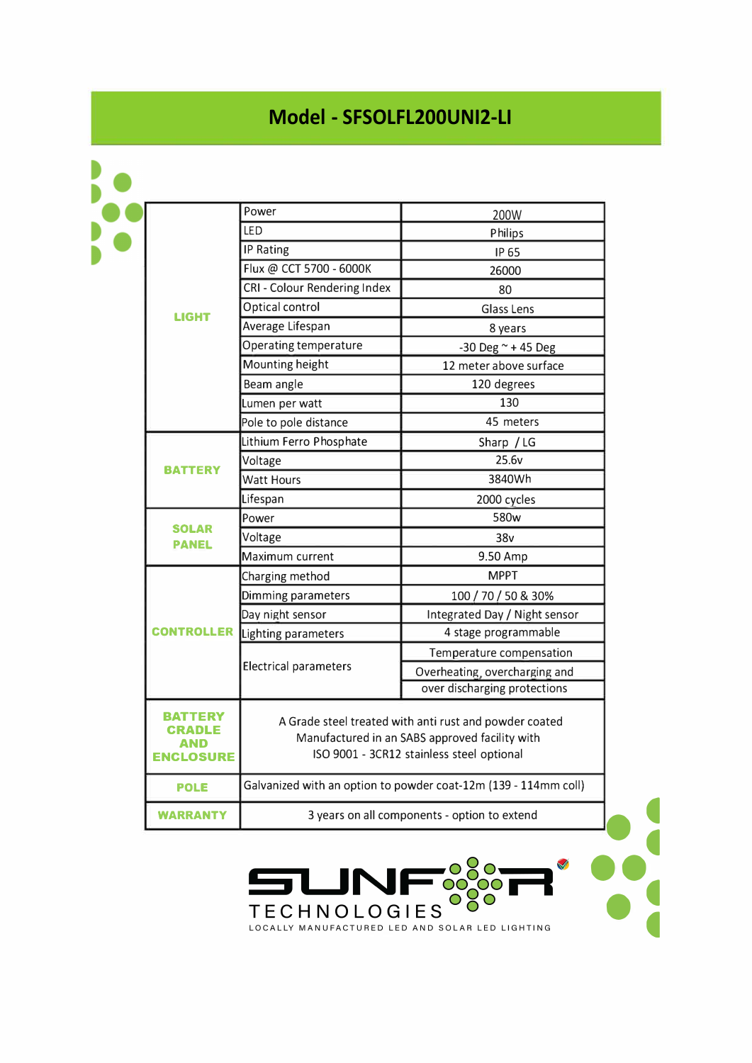# Model - SFSOLFL200UNI2-LI

| | | |
|---|---|---|
| **LIGHT** | Power | 200W |
| | LED | Philips |
| | IP Rating | IP 65 |
| | Flux @ CCT 5700 - 6000K | 26000 |
| | CRI - Colour Rendering Index | 80 |
| | Optical control | Glass Lens |
| | Average Lifespan | 8 years |
| | Operating temperature | -30 Deg ~ + 45 Deg |
| | Mounting height | 12 meter above surface |
| | Beam angle | 120 degrees |
| | Lumen per watt | 130 |
| | Pole to pole distance | 45 meters |
| **BATTERY** | Lithium Ferro Phosphate | Sharp / LG |
| | Voltage | 25.6v |
| | Watt Hours | 3840Wh |
| | Lifespan | 2000 cycles |
| **SOLAR PANEL** | Power | 580w |
| | Voltage | 38v |
| | Maximum current | 9.50 Amp |
| **CONTROLLER** | Charging method | MPPT |
| | Dimming parameters | 100 / 70 / 50 & 30% |
| | Day night sensor | Integrated Day / Night sensor |
| | Lighting parameters | 4 stage programmable |
| | Electrical parameters | Temperature compensation |
| | | Overheating, overcharging and over discharging protections |
| **BATTERY CRADLE AND ENCLOSURE** | A Grade steel treated with anti rust and powder coated Manufactured in an SABS approved facility with ISO 9001 - 3CR12 stainless steel optional | |
| **POLE** | Galvanized with an option to powder coat-12m (139 - 114mm coll) | |
| **WARRANTY** | 3 years on all components - option to extend | |

SUNFOR TECHNOLOGIES

LOCALLY MANUFACTURED LED AND SOLAR LED LIGHTING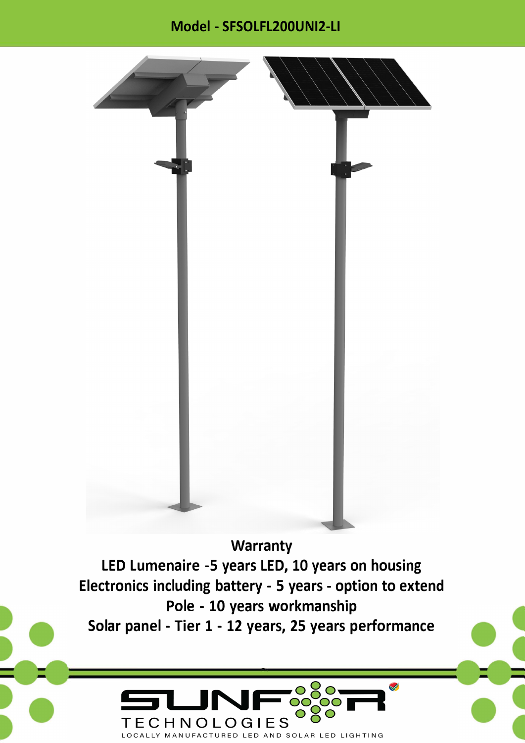# Model - SFSOLFL200UNI2-LI

**Warranty**

**LED Lumenaire -5 years LED, 10 years on housing**

**Electronics including battery - 5 years - option to extend**

**Pole - 10 years workmanship**

**Solar panel - Tier 1 - 12 years, 25 years performance**

SUNFOR TECHNOLOGIES

LOCALLY MANUFACTURED LED AND SOLAR LED LIGHTING